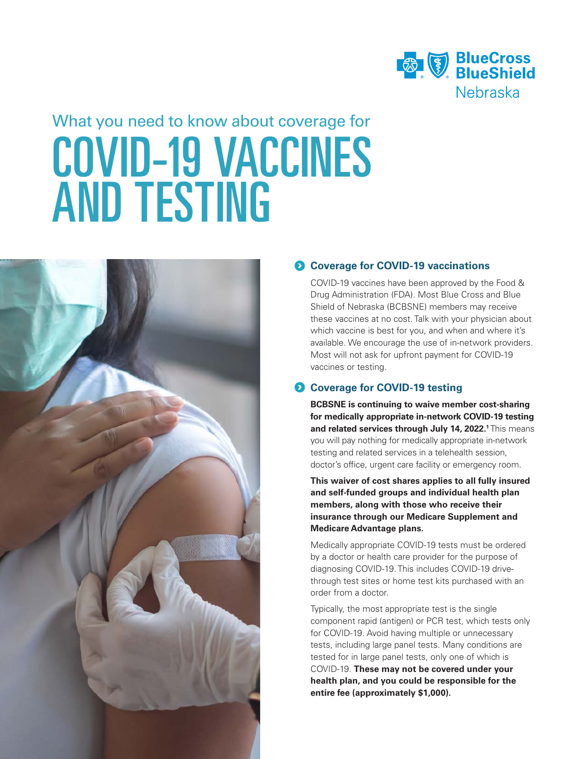What you need to know about coverage for

# COVID-19 VACCINES AND TESTING

## Coverage for COVID-19 vaccinations

COVID-19 vaccines have been approved by the Food & Drug Administration (FDA). Most Blue Cross and Blue Shield of Nebraska (BCBSNE) members may receive these vaccines at no cost. Talk with your physician about which vaccine is best for you, and when and where it's available. We encourage the use of in-network providers. Most will not ask for upfront payment for COVID-19 vaccines or testing.

## Coverage for COVID-19 testing

**BCBSNE is continuing to waive member cost-sharing for medically appropriate in-network COVID-19 testing and related services through July 14, 2022.**[1] This means you will pay nothing for medically appropriate in-network testing and related services in a telehealth session, doctor's office, urgent care facility or emergency room.

**This waiver of cost shares applies to all fully insured and self-funded groups and individual health plan members, along with those who receive their insurance through our Medicare Supplement and Medicare Advantage plans.**

Medically appropriate COVID-19 tests must be ordered by a doctor or health care provider for the purpose of diagnosing COVID-19. This includes COVID-19 drive-through test sites or home test kits purchased with an order from a doctor.

Typically, the most appropriate test is the single component rapid (antigen) or PCR test, which tests only for COVID-19. Avoid having multiple or unnecessary tests, including large panel tests. Many conditions are tested for in large panel tests, only one of which is COVID-19. **These may not be covered under your health plan, and you could be responsible for the entire fee (approximately $1,000).**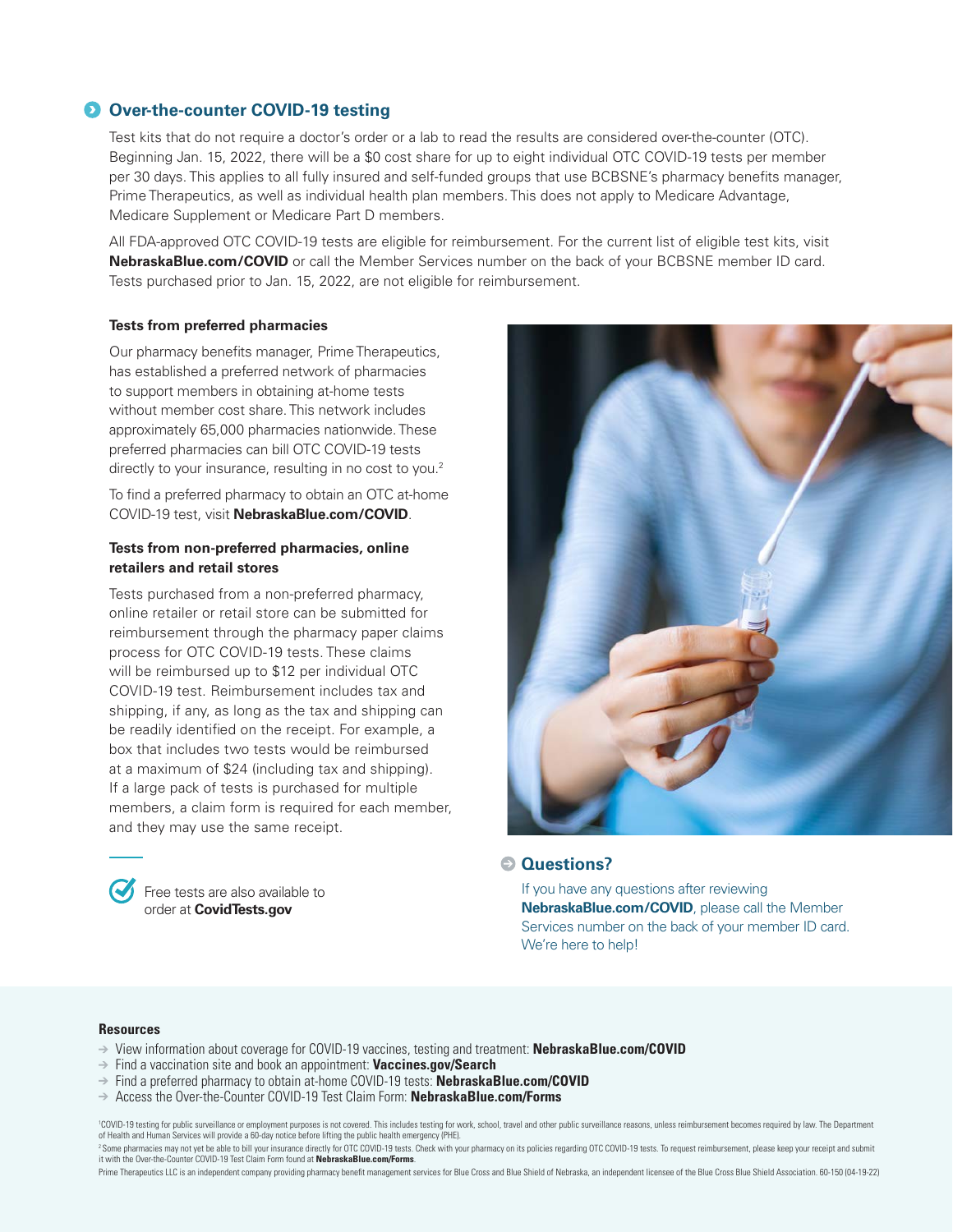## Over-the-counter COVID-19 testing

Test kits that do not require a doctor's order or a lab to read the results are considered over-the-counter (OTC). Beginning Jan. 15, 2022, there will be a $0 cost share for up to eight individual OTC COVID-19 tests per member per 30 days. This applies to all fully insured and self-funded groups that use BCBSNE's pharmacy benefits manager, Prime Therapeutics, as well as individual health plan members. This does not apply to Medicare Advantage, Medicare Supplement or Medicare Part D members.

All FDA-approved OTC COVID-19 tests are eligible for reimbursement. For the current list of eligible test kits, visit **NebraskaBlue.com/COVID** or call the Member Services number on the back of your BCBSNE member ID card. Tests purchased prior to Jan. 15, 2022, are not eligible for reimbursement.

### Tests from preferred pharmacies

Our pharmacy benefits manager, Prime Therapeutics, has established a preferred network of pharmacies to support members in obtaining at-home tests without member cost share. This network includes approximately 65,000 pharmacies nationwide. These preferred pharmacies can bill OTC COVID-19 tests directly to your insurance, resulting in no cost to you.[2]

To find a preferred pharmacy to obtain an OTC at-home COVID-19 test, visit **NebraskaBlue.com/COVID**.

### Tests from non-preferred pharmacies, online retailers and retail stores

Tests purchased from a non-preferred pharmacy, online retailer or retail store can be submitted for reimbursement through the pharmacy paper claims process for OTC COVID-19 tests. These claims will be reimbursed up to $12 per individual OTC COVID-19 test. Reimbursement includes tax and shipping, if any, as long as the tax and shipping can be readily identified on the receipt. For example, a box that includes two tests would be reimbursed at a maximum of $24 (including tax and shipping). If a large pack of tests is purchased for multiple members, a claim form is required for each member, and they may use the same receipt.

Free tests are also available to order at **CovidTests.gov**

## Questions?

If you have any questions after reviewing **NebraskaBlue.com/COVID**, please call the Member Services number on the back of your member ID card. We're here to help!

### Resources

- View information about coverage for COVID-19 vaccines, testing and treatment: **NebraskaBlue.com/COVID**
- Find a vaccination site and book an appointment: **Vaccines.gov/Search**
- Find a preferred pharmacy to obtain at-home COVID-19 tests: **NebraskaBlue.com/COVID**
- Access the Over-the-Counter COVID-19 Test Claim Form: **NebraskaBlue.com/Forms**

[1] COVID-19 testing for public surveillance or employment purposes is not covered. This includes testing for work, school, travel and other public surveillance reasons, unless reimbursement becomes required by law. The Department of Health and Human Services will provide a 60-day notice before lifting the public health emergency (PHE).

[2] Some pharmacies may not yet be able to bill your insurance directly for OTC COVID-19 tests. Check with your pharmacy on its policies regarding OTC COVID-19 tests. To request reimbursement, please keep your receipt and submit it with the Over-the-Counter COVID-19 Test Claim Form found at **NebraskaBlue.com/Forms**.

Prime Therapeutics LLC is an independent company providing pharmacy benefit management services for Blue Cross and Blue Shield of Nebraska, an independent licensee of the Blue Cross Blue Shield Association. 60-150 (04-19-22)